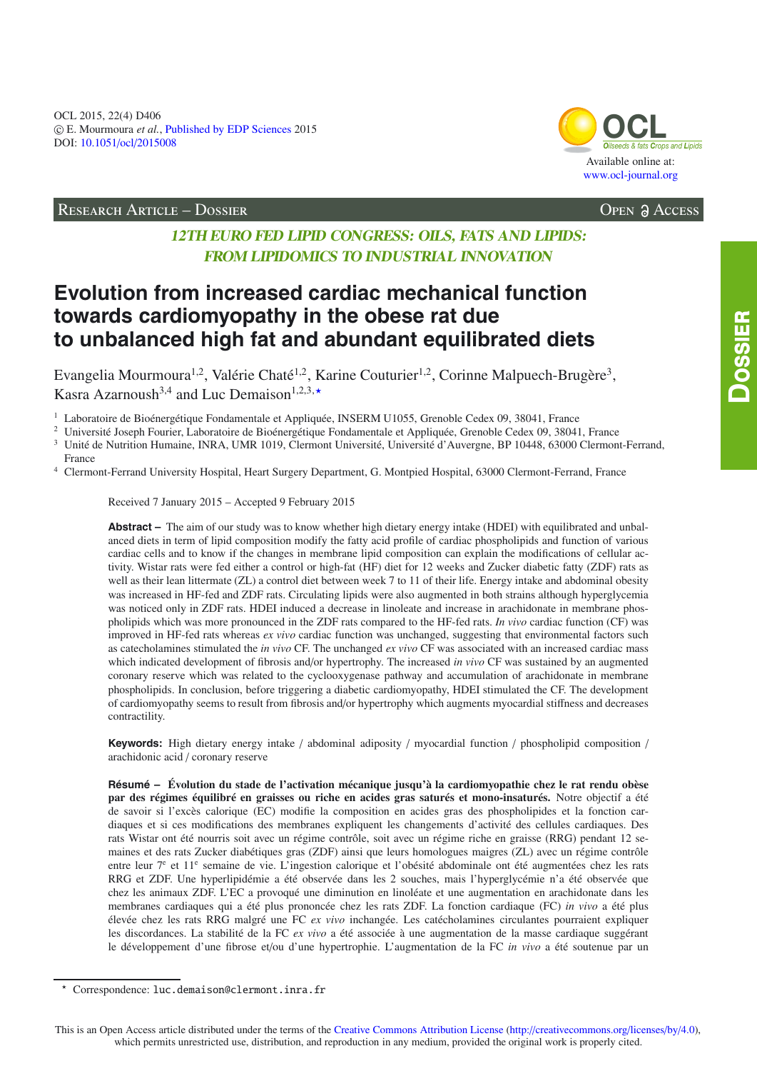OCL 2015, 22(4) D406
© E. Mourmoura *et al.*, Published by EDP Sciences 2015
DOI: 10.1051/ocl/2015008

Available online at:
www.ocl-journal.org

Research Article – Dossier

Open Access

*12TH EURO FED LIPID CONGRESS: OILS, FATS AND LIPIDS: FROM LIPIDOMICS TO INDUSTRIAL INNOVATION*

# Evolution from increased cardiac mechanical function towards cardiomyopathy in the obese rat due to unbalanced high fat and abundant equilibrated diets

Evangelia Mourmoura[1,2], Valérie Chaté[1,2], Karine Couturier[1,2], Corinne Malpuech-Brugère[3], Kasra Azarnoush[3,4] and Luc Demaison[1,2,3,⋆]

[1] Laboratoire de Bioénergétique Fondamentale et Appliquée, INSERM U1055, Grenoble Cedex 09, 38041, France
[2] Université Joseph Fourier, Laboratoire de Bioénergétique Fondamentale et Appliquée, Grenoble Cedex 09, 38041, France
[3] Unité de Nutrition Humaine, INRA, UMR 1019, Clermont Université, Université d'Auvergne, BP 10448, 63000 Clermont-Ferrand, France
[4] Clermont-Ferrand University Hospital, Heart Surgery Department, G. Montpied Hospital, 63000 Clermont-Ferrand, France

Received 7 January 2015 – Accepted 9 February 2015

**Abstract –** The aim of our study was to know whether high dietary energy intake (HDEI) with equilibrated and unbalanced diets in term of lipid composition modify the fatty acid profile of cardiac phospholipids and function of various cardiac cells and to know if the changes in membrane lipid composition can explain the modifications of cellular activity. Wistar rats were fed either a control or high-fat (HF) diet for 12 weeks and Zucker diabetic fatty (ZDF) rats as well as their lean littermate (ZL) a control diet between week 7 to 11 of their life. Energy intake and abdominal obesity was increased in HF-fed and ZDF rats. Circulating lipids were also augmented in both strains although hyperglycemia was noticed only in ZDF rats. HDEI induced a decrease in linoleate and increase in arachidonate in membrane phospholipids which was more pronounced in the ZDF rats compared to the HF-fed rats. *In vivo* cardiac function (CF) was improved in HF-fed rats whereas *ex vivo* cardiac function was unchanged, suggesting that environmental factors such as catecholamines stimulated the *in vivo* CF. The unchanged *ex vivo* CF was associated with an increased cardiac mass which indicated development of fibrosis and/or hypertrophy. The increased *in vivo* CF was sustained by an augmented coronary reserve which was related to the cyclooxygenase pathway and accumulation of arachidonate in membrane phospholipids. In conclusion, before triggering a diabetic cardiomyopathy, HDEI stimulated the CF. The development of cardiomyopathy seems to result from fibrosis and/or hypertrophy which augments myocardial stiffness and decreases contractility.

**Keywords:** High dietary energy intake / abdominal adiposity / myocardial function / phospholipid composition / arachidonic acid / coronary reserve

**Résumé – Évolution du stade de l'activation mécanique jusqu'à la cardiomyopathie chez le rat rendu obèse par des régimes équilibré en graisses ou riche en acides gras saturés et mono-insaturés.** Notre objectif a été de savoir si l'excès calorique (EC) modifie la composition en acides gras des phospholipides et la fonction cardiaques et si ces modifications des membranes expliquent les changements d'activité des cellules cardiaques. Des rats Wistar ont été nourris soit avec un régime contrôle, soit avec un régime riche en graisse (RRG) pendant 12 semaines et des rats Zucker diabétiques gras (ZDF) ainsi que leurs homologues maigres (ZL) avec un régime contrôle entre leur 7e et 11e semaine de vie. L'ingestion calorique et l'obésité abdominale ont été augmentées chez les rats RRG et ZDF. Une hyperlipidémie a été observée dans les 2 souches, mais l'hyperglycémie n'a été observée que chez les animaux ZDF. L'EC a provoqué une diminution en linoléate et une augmentation en arachidonate dans les membranes cardiaques qui a été plus prononcée chez les rats ZDF. La fonction cardiaque (FC) *in vivo* a été plus élevée chez les rats RRG malgré une FC *ex vivo* inchangée. Les catécholamines circulantes pourraient expliquer les discordances. La stabilité de la FC *ex vivo* a été associée à une augmentation de la masse cardiaque suggérant le développement d'une fibrose et/ou d'une hypertrophie. L'augmentation de la FC *in vivo* a été soutenue par un

⋆ Correspondence: luc.demaison@clermont.inra.fr

This is an Open Access article distributed under the terms of the Creative Commons Attribution License (http://creativecommons.org/licenses/by/4.0), which permits unrestricted use, distribution, and reproduction in any medium, provided the original work is properly cited.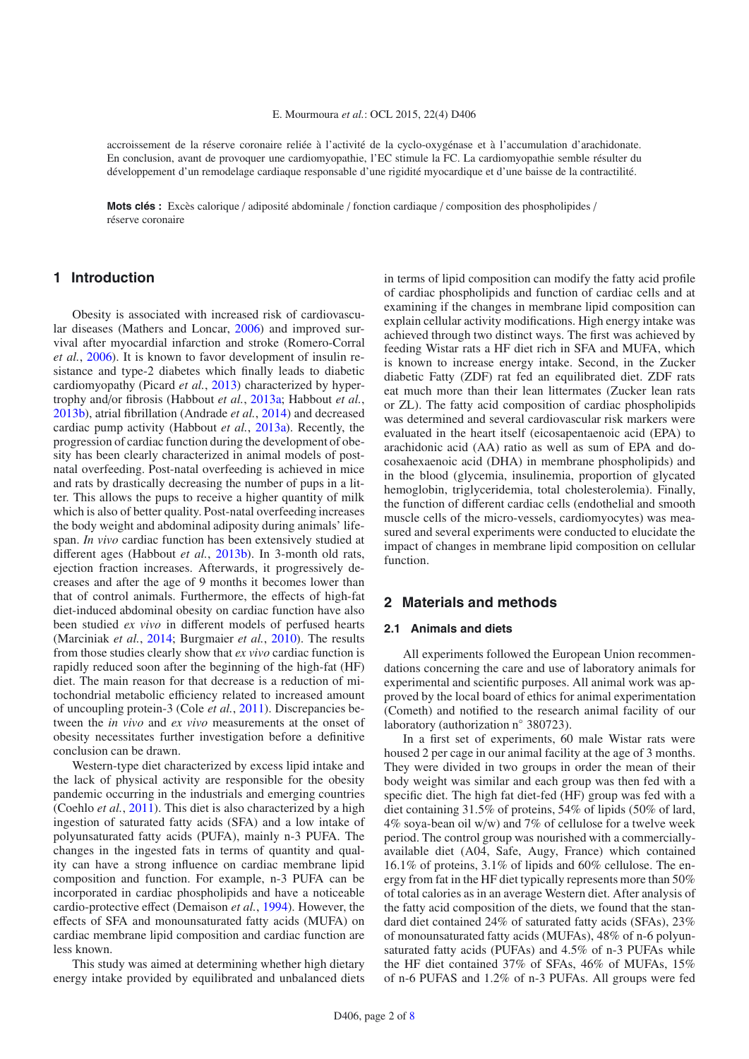accroissement de la réserve coronaire reliée à l'activité de la cyclo-oxygénase et à l'accumulation d'arachidonate. En conclusion, avant de provoquer une cardiomyopathie, l'EC stimule la FC. La cardiomyopathie semble résulter du développement d'un remodelage cardiaque responsable d'une rigidité myocardique et d'une baisse de la contractilité.

**Mots clés :** Excès calorique / adiposité abdominale / fonction cardiaque / composition des phospholipides / réserve coronaire

## 1 Introduction

Obesity is associated with increased risk of cardiovascular diseases (Mathers and Loncar, 2006) and improved survival after myocardial infarction and stroke (Romero-Corral *et al.*, 2006). It is known to favor development of insulin resistance and type-2 diabetes which finally leads to diabetic cardiomyopathy (Picard *et al.*, 2013) characterized by hypertrophy and/or fibrosis (Habbout *et al.*, 2013a; Habbout *et al.*, 2013b), atrial fibrillation (Andrade *et al.*, 2014) and decreased cardiac pump activity (Habbout *et al.*, 2013a). Recently, the progression of cardiac function during the development of obesity has been clearly characterized in animal models of post-natal overfeeding. Post-natal overfeeding is achieved in mice and rats by drastically decreasing the number of pups in a litter. This allows the pups to receive a higher quantity of milk which is also of better quality. Post-natal overfeeding increases the body weight and abdominal adiposity during animals' lifespan. *In vivo* cardiac function has been extensively studied at different ages (Habbout *et al.*, 2013b). In 3-month old rats, ejection fraction increases. Afterwards, it progressively decreases and after the age of 9 months it becomes lower than that of control animals. Furthermore, the effects of high-fat diet-induced abdominal obesity on cardiac function have also been studied *ex vivo* in different models of perfused hearts (Marciniak *et al.*, 2014; Burgmaier *et al.*, 2010). The results from those studies clearly show that *ex vivo* cardiac function is rapidly reduced soon after the beginning of the high-fat (HF) diet. The main reason for that decrease is a reduction of mitochondrial metabolic efficiency related to increased amount of uncoupling protein-3 (Cole *et al.*, 2011). Discrepancies between the *in vivo* and *ex vivo* measurements at the onset of obesity necessitates further investigation before a definitive conclusion can be drawn.

Western-type diet characterized by excess lipid intake and the lack of physical activity are responsible for the obesity pandemic occurring in the industrials and emerging countries (Coehlo *et al.*, 2011). This diet is also characterized by a high ingestion of saturated fatty acids (SFA) and a low intake of polyunsaturated fatty acids (PUFA), mainly n-3 PUFA. The changes in the ingested fats in terms of quantity and quality can have a strong influence on cardiac membrane lipid composition and function. For example, n-3 PUFA can be incorporated in cardiac phospholipids and have a noticeable cardio-protective effect (Demaison *et al.*, 1994). However, the effects of SFA and monounsaturated fatty acids (MUFA) on cardiac membrane lipid composition and cardiac function are less known.

This study was aimed at determining whether high dietary energy intake provided by equilibrated and unbalanced diets in terms of lipid composition can modify the fatty acid profile of cardiac phospholipids and function of cardiac cells and at examining if the changes in membrane lipid composition can explain cellular activity modifications. High energy intake was achieved through two distinct ways. The first was achieved by feeding Wistar rats a HF diet rich in SFA and MUFA, which is known to increase energy intake. Second, in the Zucker diabetic Fatty (ZDF) rat fed an equilibrated diet. ZDF rats eat much more than their lean littermates (Zucker lean rats or ZL). The fatty acid composition of cardiac phospholipids was determined and several cardiovascular risk markers were evaluated in the heart itself (eicosapentaenoic acid (EPA) to arachidonic acid (AA) ratio as well as sum of EPA and docosahexaenoic acid (DHA) in membrane phospholipids) and in the blood (glycemia, insulinemia, proportion of glycated hemoglobin, triglyceridemia, total cholesterolemia). Finally, the function of different cardiac cells (endothelial and smooth muscle cells of the micro-vessels, cardiomyocytes) was measured and several experiments were conducted to elucidate the impact of changes in membrane lipid composition on cellular function.

## 2 Materials and methods

### 2.1 Animals and diets

All experiments followed the European Union recommendations concerning the care and use of laboratory animals for experimental and scientific purposes. All animal work was approved by the local board of ethics for animal experimentation (Cometh) and notified to the research animal facility of our laboratory (authorization n° 380723).

In a first set of experiments, 60 male Wistar rats were housed 2 per cage in our animal facility at the age of 3 months. They were divided in two groups in order the mean of their body weight was similar and each group was then fed with a specific diet. The high fat diet-fed (HF) group was fed with a diet containing 31.5% of proteins, 54% of lipids (50% of lard, 4% soya-bean oil w/w) and 7% of cellulose for a twelve week period. The control group was nourished with a commercially-available diet (A04, Safe, Augy, France) which contained 16.1% of proteins, 3.1% of lipids and 60% cellulose. The energy from fat in the HF diet typically represents more than 50% of total calories as in an average Western diet. After analysis of the fatty acid composition of the diets, we found that the standard diet contained 24% of saturated fatty acids (SFAs), 23% of monounsaturated fatty acids (MUFAs), 48% of n-6 polyunsaturated fatty acids (PUFAs) and 4.5% of n-3 PUFAs while the HF diet contained 37% of SFAs, 46% of MUFAs, 15% of n-6 PUFAS and 1.2% of n-3 PUFAs. All groups were fed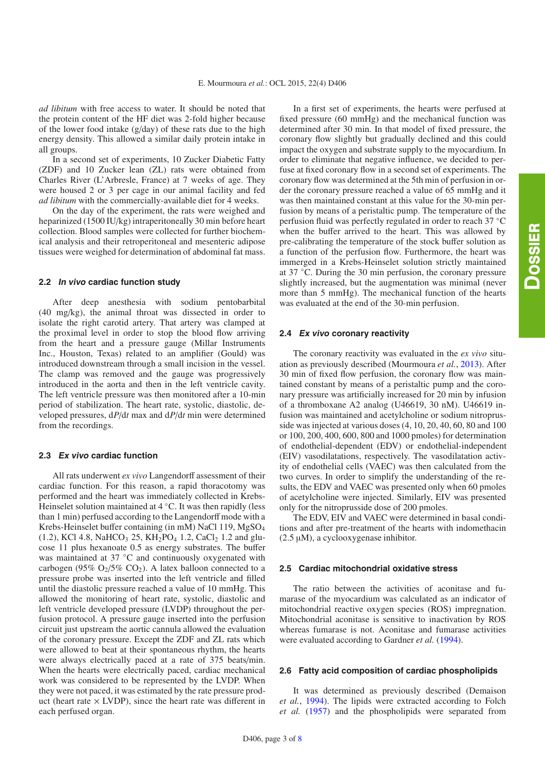*ad libitum* with free access to water. It should be noted that the protein content of the HF diet was 2-fold higher because of the lower food intake (g/day) of these rats due to the high energy density. This allowed a similar daily protein intake in all groups.

In a second set of experiments, 10 Zucker Diabetic Fatty (ZDF) and 10 Zucker lean (ZL) rats were obtained from Charles River (L'Arbresle, France) at 7 weeks of age. They were housed 2 or 3 per cage in our animal facility and fed *ad libitum* with the commercially-available diet for 4 weeks.

On the day of the experiment, the rats were weighed and heparinized (1500 IU/kg) intraperitoneally 30 min before heart collection. Blood samples were collected for further biochemical analysis and their retroperitoneal and mesenteric adipose tissues were weighed for determination of abdominal fat mass.

### 2.2 *In vivo* cardiac function study

After deep anesthesia with sodium pentobarbital (40 mg/kg), the animal throat was dissected in order to isolate the right carotid artery. That artery was clamped at the proximal level in order to stop the blood flow arriving from the heart and a pressure gauge (Millar Instruments Inc., Houston, Texas) related to an amplifier (Gould) was introduced downstream through a small incision in the vessel. The clamp was removed and the gauge was progressively introduced in the aorta and then in the left ventricle cavity. The left ventricle pressure was then monitored after a 10-min period of stabilization. The heart rate, systolic, diastolic, developed pressures, $dP/dt$ max and $dP/dt$ min were determined from the recordings.

### 2.3 *Ex vivo* cardiac function

All rats underwent *ex vivo* Langendorff assessment of their cardiac function. For this reason, a rapid thoracotomy was performed and the heart was immediately collected in Krebs-Heinselet solution maintained at 4 °C. It was then rapidly (less than 1 min) perfused according to the Langendorff mode with a Krebs-Heinselet buffer containing (in mM) NaCl 119, $MgSO_4$ (1.2), KCl 4.8, $NaHCO_3$ 25, $KH_2PO_4$ 1.2, $CaCl_2$ 1.2 and glucose 11 plus hexanoate 0.5 as energy substrates. The buffer was maintained at 37 °C and continuously oxygenated with carbogen (95% $O_2$/5% $CO_2$). A latex balloon connected to a pressure probe was inserted into the left ventricle and filled until the diastolic pressure reached a value of 10 mmHg. This allowed the monitoring of heart rate, systolic, diastolic and left ventricle developed pressure (LVDP) throughout the perfusion protocol. A pressure gauge inserted into the perfusion circuit just upstream the aortic cannula allowed the evaluation of the coronary pressure. Except the ZDF and ZL rats which were allowed to beat at their spontaneous rhythm, the hearts were always electrically paced at a rate of 375 beats/min. When the hearts were electrically paced, cardiac mechanical work was considered to be represented by the LVDP. When they were not paced, it was estimated by the rate pressure product (heart rate × LVDP), since the heart rate was different in each perfused organ.

In a first set of experiments, the hearts were perfused at fixed pressure (60 mmHg) and the mechanical function was determined after 30 min. In that model of fixed pressure, the coronary flow slightly but gradually declined and this could impact the oxygen and substrate supply to the myocardium. In order to eliminate that negative influence, we decided to perfuse at fixed coronary flow in a second set of experiments. The coronary flow was determined at the 5th min of perfusion in order the coronary pressure reached a value of 65 mmHg and it was then maintained constant at this value for the 30-min perfusion by means of a peristaltic pump. The temperature of the perfusion fluid was perfectly regulated in order to reach 37 °C when the buffer arrived to the heart. This was allowed by pre-calibrating the temperature of the stock buffer solution as a function of the perfusion flow. Furthermore, the heart was immerged in a Krebs-Heinselet solution strictly maintained at 37 °C. During the 30 min perfusion, the coronary pressure slightly increased, but the augmentation was minimal (never more than 5 mmHg). The mechanical function of the hearts was evaluated at the end of the 30-min perfusion.

### 2.4 *Ex vivo* coronary reactivity

The coronary reactivity was evaluated in the *ex vivo* situation as previously described (Mourmoura *et al.*, 2013). After 30 min of fixed flow perfusion, the coronary flow was maintained constant by means of a peristaltic pump and the coronary pressure was artificially increased for 20 min by infusion of a thromboxane A2 analog (U46619, 30 nM). U46619 infusion was maintained and acetylcholine or sodium nitroprusside was injected at various doses (4, 10, 20, 40, 60, 80 and 100 or 100, 200, 400, 600, 800 and 1000 pmoles) for determination of endothelial-dependent (EDV) or endothelial-independent (EIV) vasodilatations, respectively. The vasodilatation activity of endothelial cells (VAEC) was then calculated from the two curves. In order to simplify the understanding of the results, the EDV and VAEC was presented only when 60 pmoles of acetylcholine were injected. Similarly, EIV was presented only for the nitroprusside dose of 200 pmoles.

The EDV, EIV and VAEC were determined in basal conditions and after pre-treatment of the hearts with indomethacin (2.5 μM), a cyclooxygenase inhibitor.

### 2.5 Cardiac mitochondrial oxidative stress

The ratio between the activities of aconitase and fumarase of the myocardium was calculated as an indicator of mitochondrial reactive oxygen species (ROS) impregnation. Mitochondrial aconitase is sensitive to inactivation by ROS whereas fumarase is not. Aconitase and fumarase activities were evaluated according to Gardner *et al.* (1994).

### 2.6 Fatty acid composition of cardiac phospholipids

It was determined as previously described (Demaison *et al.*, 1994). The lipids were extracted according to Folch *et al.* (1957) and the phospholipids were separated from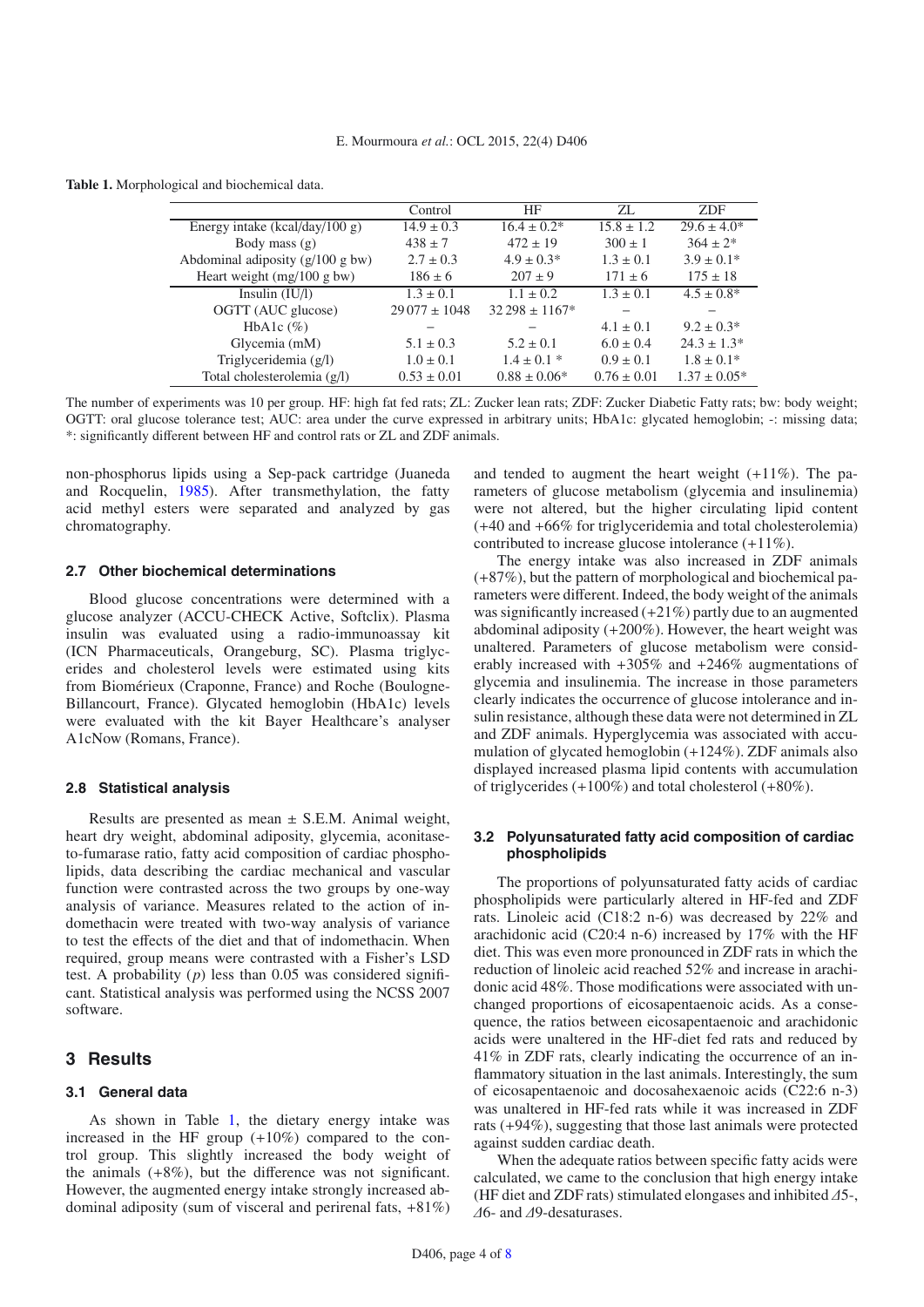**Table 1.** Morphological and biochemical data.

| | Control | HF | ZL | ZDF |
|---|---|---|---|---|
| Energy intake (kcal/day/100 g) | 14.9 ± 0.3 | 16.4 ± 0.2* | 15.8 ± 1.2 | 29.6 ± 4.0* |
| Body mass (g) | 438 ± 7 | 472 ± 19 | 300 ± 1 | 364 ± 2* |
| Abdominal adiposity (g/100 g bw) | 2.7 ± 0.3 | 4.9 ± 0.3* | 1.3 ± 0.1 | 3.9 ± 0.1* |
| Heart weight (mg/100 g bw) | 186 ± 6 | 207 ± 9 | 171 ± 6 | 175 ± 18 |
| Insulin (IU/l) | 1.3 ± 0.1 | 1.1 ± 0.2 | 1.3 ± 0.1 | 4.5 ± 0.8* |
| OGTT (AUC glucose) | 29 077 ± 1048 | 32 298 ± 1167* | – | – |
| HbA1c (%) | – | – | 4.1 ± 0.1 | 9.2 ± 0.3* |
| Glycemia (mM) | 5.1 ± 0.3 | 5.2 ± 0.1 | 6.0 ± 0.4 | 24.3 ± 1.3* |
| Triglyceridemia (g/l) | 1.0 ± 0.1 | 1.4 ± 0.1 * | 0.9 ± 0.1 | 1.8 ± 0.1* |
| Total cholesterolemia (g/l) | 0.53 ± 0.01 | 0.88 ± 0.06* | 0.76 ± 0.01 | 1.37 ± 0.05* |

The number of experiments was 10 per group. HF: high fat fed rats; ZL: Zucker lean rats; ZDF: Zucker Diabetic Fatty rats; bw: body weight; OGTT: oral glucose tolerance test; AUC: area under the curve expressed in arbitrary units; HbA1c: glycated hemoglobin; -: missing data; *: significantly different between HF and control rats or ZL and ZDF animals.

non-phosphorus lipids using a Sep-pack cartridge (Juaneda and Rocquelin, 1985). After transmethylation, the fatty acid methyl esters were separated and analyzed by gas chromatography.

### 2.7 Other biochemical determinations

Blood glucose concentrations were determined with a glucose analyzer (ACCU-CHECK Active, Softclix). Plasma insulin was evaluated using a radio-immunoassay kit (ICN Pharmaceuticals, Orangeburg, SC). Plasma triglycerides and cholesterol levels were estimated using kits from Biomérieux (Craponne, France) and Roche (Boulogne-Billancourt, France). Glycated hemoglobin (HbA1c) levels were evaluated with the kit Bayer Healthcare's analyser A1cNow (Romans, France).

### 2.8 Statistical analysis

Results are presented as mean ± S.E.M. Animal weight, heart dry weight, abdominal adiposity, glycemia, aconitase-to-fumarase ratio, fatty acid composition of cardiac phospholipids, data describing the cardiac mechanical and vascular function were contrasted across the two groups by one-way analysis of variance. Measures related to the action of indomethacin were treated with two-way analysis of variance to test the effects of the diet and that of indomethacin. When required, group means were contrasted with a Fisher's LSD test. A probability ($p$) less than 0.05 was considered significant. Statistical analysis was performed using the NCSS 2007 software.

## 3 Results

### 3.1 General data

As shown in Table 1, the dietary energy intake was increased in the HF group (+10%) compared to the control group. This slightly increased the body weight of the animals (+8%), but the difference was not significant. However, the augmented energy intake strongly increased abdominal adiposity (sum of visceral and perirenal fats, +81%) and tended to augment the heart weight (+11%). The parameters of glucose metabolism (glycemia and insulinemia) were not altered, but the higher circulating lipid content (+40 and +66% for triglyceridemia and total cholesterolemia) contributed to increase glucose intolerance (+11%).

The energy intake was also increased in ZDF animals (+87%), but the pattern of morphological and biochemical parameters were different. Indeed, the body weight of the animals was significantly increased (+21%) partly due to an augmented abdominal adiposity (+200%). However, the heart weight was unaltered. Parameters of glucose metabolism were considerably increased with +305% and +246% augmentations of glycemia and insulinemia. The increase in those parameters clearly indicates the occurrence of glucose intolerance and insulin resistance, although these data were not determined in ZL and ZDF animals. Hyperglycemia was associated with accumulation of glycated hemoglobin (+124%). ZDF animals also displayed increased plasma lipid contents with accumulation of triglycerides (+100%) and total cholesterol (+80%).

### 3.2 Polyunsaturated fatty acid composition of cardiac phospholipids

The proportions of polyunsaturated fatty acids of cardiac phospholipids were particularly altered in HF-fed and ZDF rats. Linoleic acid (C18:2 n-6) was decreased by 22% and arachidonic acid (C20:4 n-6) increased by 17% with the HF diet. This was even more pronounced in ZDF rats in which the reduction of linoleic acid reached 52% and increase in arachidonic acid 48%. Those modifications were associated with unchanged proportions of eicosapentaenoic acids. As a consequence, the ratios between eicosapentaenoic and arachidonic acids were unaltered in the HF-diet fed rats and reduced by 41% in ZDF rats, clearly indicating the occurrence of an inflammatory situation in the last animals. Interestingly, the sum of eicosapentaenoic and docosahexaenoic acids (C22:6 n-3) was unaltered in HF-fed rats while it was increased in ZDF rats (+94%), suggesting that those last animals were protected against sudden cardiac death.

When the adequate ratios between specific fatty acids were calculated, we came to the conclusion that high energy intake (HF diet and ZDF rats) stimulated elongases and inhibited $\Delta$5-, $\Delta$6- and $\Delta$9-desaturases.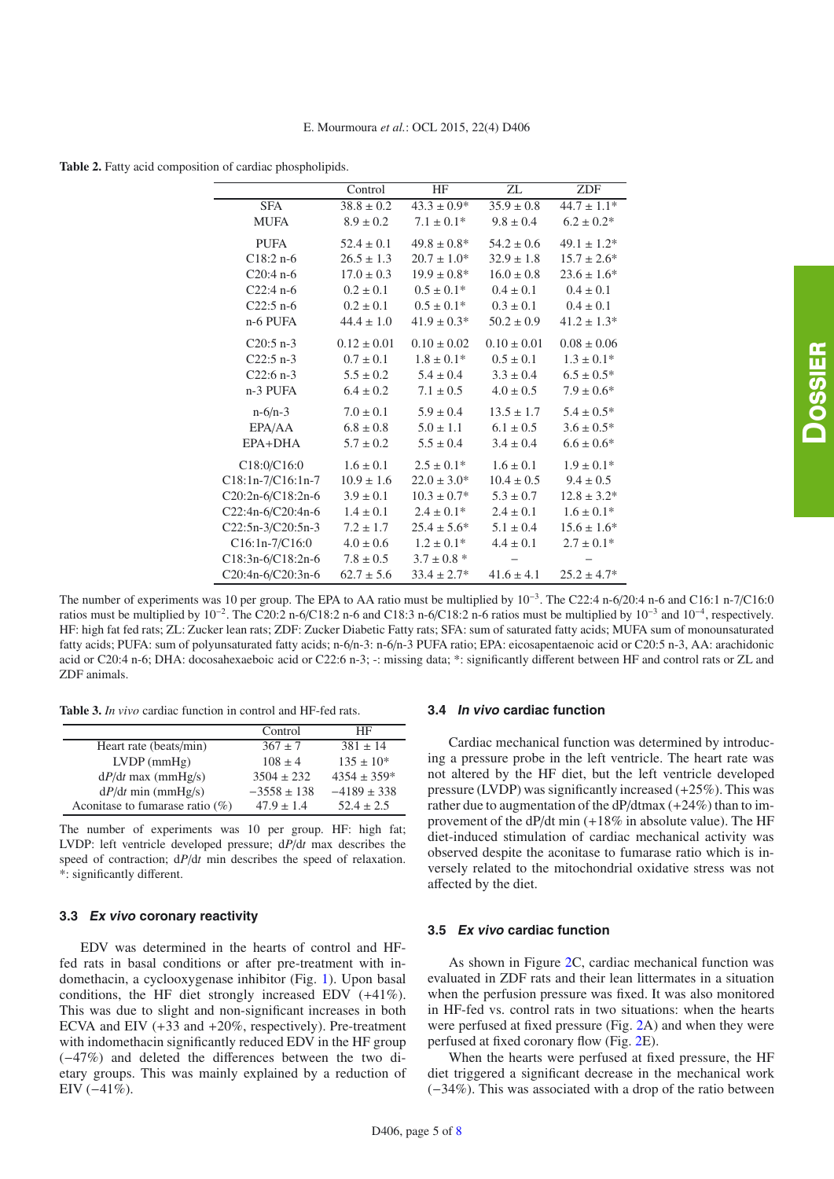**Table 2.** Fatty acid composition of cardiac phospholipids.

| | Control | HF | ZL | ZDF |
|---|---|---|---|---|
| SFA | 38.8 ± 0.2 | 43.3 ± 0.9* | 35.9 ± 0.8 | 44.7 ± 1.1* |
| MUFA | 8.9 ± 0.2 | 7.1 ± 0.1* | 9.8 ± 0.4 | 6.2 ± 0.2* |
| PUFA | 52.4 ± 0.1 | 49.8 ± 0.8* | 54.2 ± 0.6 | 49.1 ± 1.2* |
| C18:2 n-6 | 26.5 ± 1.3 | 20.7 ± 1.0* | 32.9 ± 1.8 | 15.7 ± 2.6* |
| C20:4 n-6 | 17.0 ± 0.3 | 19.9 ± 0.8* | 16.0 ± 0.8 | 23.6 ± 1.6* |
| C22:4 n-6 | 0.2 ± 0.1 | 0.5 ± 0.1* | 0.4 ± 0.1 | 0.4 ± 0.1 |
| C22:5 n-6 | 0.2 ± 0.1 | 0.5 ± 0.1* | 0.3 ± 0.1 | 0.4 ± 0.1 |
| n-6 PUFA | 44.4 ± 1.0 | 41.9 ± 0.3* | 50.2 ± 0.9 | 41.2 ± 1.3* |
| C20:5 n-3 | 0.12 ± 0.01 | 0.10 ± 0.02 | 0.10 ± 0.01 | 0.08 ± 0.06 |
| C22:5 n-3 | 0.7 ± 0.1 | 1.8 ± 0.1* | 0.5 ± 0.1 | 1.3 ± 0.1* |
| C22:6 n-3 | 5.5 ± 0.2 | 5.4 ± 0.4 | 3.3 ± 0.4 | 6.5 ± 0.5* |
| n-3 PUFA | 6.4 ± 0.2 | 7.1 ± 0.5 | 4.0 ± 0.5 | 7.9 ± 0.6* |
| n-6/n-3 | 7.0 ± 0.1 | 5.9 ± 0.4 | 13.5 ± 1.7 | 5.4 ± 0.5* |
| EPA/AA | 6.8 ± 0.8 | 5.0 ± 1.1 | 6.1 ± 0.5 | 3.6 ± 0.5* |
| EPA+DHA | 5.7 ± 0.2 | 5.5 ± 0.4 | 3.4 ± 0.4 | 6.6 ± 0.6* |
| C18:0/C16:0 | 1.6 ± 0.1 | 2.5 ± 0.1* | 1.6 ± 0.1 | 1.9 ± 0.1* |
| C18:1n-7/C16:1n-7 | 10.9 ± 1.6 | 22.0 ± 3.0* | 10.4 ± 0.5 | 9.4 ± 0.5 |
| C20:2n-6/C18:2n-6 | 3.9 ± 0.1 | 10.3 ± 0.7* | 5.3 ± 0.7 | 12.8 ± 3.2* |
| C22:4n-6/C20:4n-6 | 1.4 ± 0.1 | 2.4 ± 0.1* | 2.4 ± 0.1 | 1.6 ± 0.1* |
| C22:5n-3/C20:5n-3 | 7.2 ± 1.7 | 25.4 ± 5.6* | 5.1 ± 0.4 | 15.6 ± 1.6* |
| C16:1n-7/C16:0 | 4.0 ± 0.6 | 1.2 ± 0.1* | 4.4 ± 0.1 | 2.7 ± 0.1* |
| C18:3n-6/C18:2n-6 | 7.8 ± 0.5 | 3.7 ± 0.8 * | – | – |
| C20:4n-6/C20:3n-6 | 62.7 ± 5.6 | 33.4 ± 2.7* | 41.6 ± 4.1 | 25.2 ± 4.7* |

The number of experiments was 10 per group. The EPA to AA ratio must be multiplied by $10^{-3}$. The C22:4 n-6/20:4 n-6 and C16:1 n-7/C16:0 ratios must be multiplied by $10^{-2}$. The C20:2 n-6/C18:2 n-6 and C18:3 n-6/C18:2 n-6 ratios must be multiplied by $10^{-3}$ and $10^{-4}$, respectively. HF: high fat fed rats; ZL: Zucker lean rats; ZDF: Zucker Diabetic Fatty rats; SFA: sum of saturated fatty acids; MUFA sum of monounsaturated fatty acids; PUFA: sum of polyunsaturated fatty acids; n-6/n-3: n-6/n-3 PUFA ratio; EPA: eicosapentaenoic acid or C20:5 n-3, AA: arachidonic acid or C20:4 n-6; DHA: docosahexaeboic acid or C22:6 n-3; -: missing data; *: significantly different between HF and control rats or ZL and ZDF animals.

**Table 3.** *In vivo* cardiac function in control and HF-fed rats.

| | Control | HF |
|---|---|---|
| Heart rate (beats/min) | 367 ± 7 | 381 ± 14 |
| LVDP (mmHg) | 108 ± 4 | 135 ± 10* |
| d*P*/d*t* max (mmHg/s) | 3504 ± 232 | 4354 ± 359* |
| d*P*/d*t* min (mmHg/s) | −3558 ± 138 | −4189 ± 338 |
| Aconitase to fumarase ratio (%) | 47.9 ± 1.4 | 52.4 ± 2.5 |

The number of experiments was 10 per group. HF: high fat; LVDP: left ventricle developed pressure; d*P*/d*t* max describes the speed of contraction; d*P*/d*t* min describes the speed of relaxation. *: significantly different.

### 3.3 *Ex vivo* coronary reactivity

EDV was determined in the hearts of control and HF-fed rats in basal conditions or after pre-treatment with indomethacin, a cyclooxygenase inhibitor (Fig. 1). Upon basal conditions, the HF diet strongly increased EDV (+41%). This was due to slight and non-significant increases in both ECVA and EIV (+33 and +20%, respectively). Pre-treatment with indomethacin significantly reduced EDV in the HF group (−47%) and deleted the differences between the two dietary groups. This was mainly explained by a reduction of EIV (−41%).

### 3.4 *In vivo* cardiac function

Cardiac mechanical function was determined by introducing a pressure probe in the left ventricle. The heart rate was not altered by the HF diet, but the left ventricle developed pressure (LVDP) was significantly increased (+25%). This was rather due to augmentation of the dP/dtmax (+24%) than to improvement of the dP/dt min (+18% in absolute value). The HF diet-induced stimulation of cardiac mechanical activity was observed despite the aconitase to fumarase ratio which is inversely related to the mitochondrial oxidative stress was not affected by the diet.

### 3.5 *Ex vivo* cardiac function

As shown in Figure 2C, cardiac mechanical function was evaluated in ZDF rats and their lean littermates in a situation when the perfusion pressure was fixed. It was also monitored in HF-fed vs. control rats in two situations: when the hearts were perfused at fixed pressure (Fig. 2A) and when they were perfused at fixed coronary flow (Fig. 2E).

When the hearts were perfused at fixed pressure, the HF diet triggered a significant decrease in the mechanical work (−34%). This was associated with a drop of the ratio between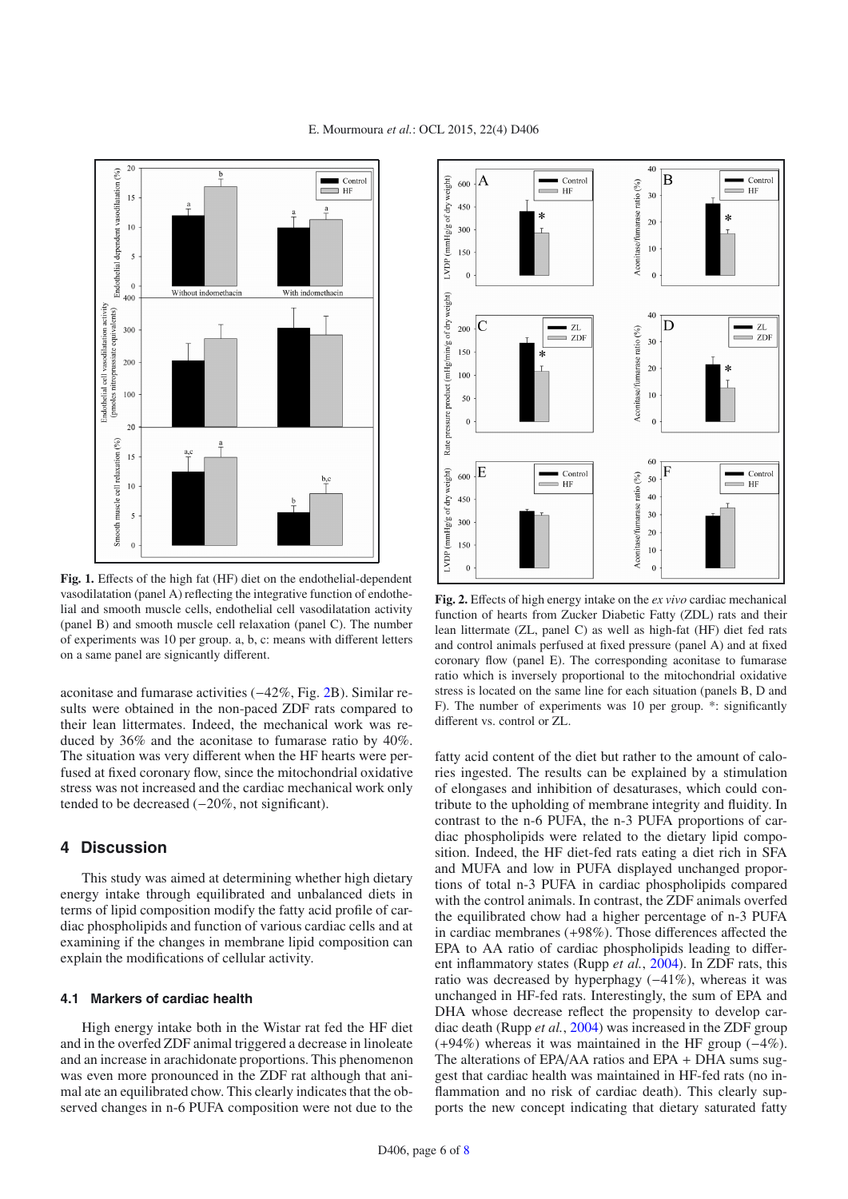**Fig. 1.** Effects of the high fat (HF) diet on the endothelial-dependent vasodilatation (panel A) reflecting the integrative function of endothelial and smooth muscle cells, endothelial cell vasodilatation activity (panel B) and smooth muscle cell relaxation (panel C). The number of experiments was 10 per group. a, b, c: means with different letters on a same panel are signicantly different.

**Fig. 2.** Effects of high energy intake on the *ex vivo* cardiac mechanical function of hearts from Zucker Diabetic Fatty (ZDL) rats and their lean littermate (ZL, panel C) as well as high-fat (HF) diet fed rats and control animals perfused at fixed pressure (panel A) and at fixed coronary flow (panel E). The corresponding aconitase to fumarase ratio which is inversely proportional to the mitochondrial oxidative stress is located on the same line for each situation (panels B, D and F). The number of experiments was 10 per group. *: significantly different vs. control or ZL.

aconitase and fumarase activities (−42%, Fig. 2B). Similar results were obtained in the non-paced ZDF rats compared to their lean littermates. Indeed, the mechanical work was reduced by 36% and the aconitase to fumarase ratio by 40%. The situation was very different when the HF hearts were perfused at fixed coronary flow, since the mitochondrial oxidative stress was not increased and the cardiac mechanical work only tended to be decreased (−20%, not significant).

## 4 Discussion

This study was aimed at determining whether high dietary energy intake through equilibrated and unbalanced diets in terms of lipid composition modify the fatty acid profile of cardiac phospholipids and function of various cardiac cells and at examining if the changes in membrane lipid composition can explain the modifications of cellular activity.

### 4.1 Markers of cardiac health

High energy intake both in the Wistar rat fed the HF diet and in the overfed ZDF animal triggered a decrease in linoleate and an increase in arachidonate proportions. This phenomenon was even more pronounced in the ZDF rat although that animal ate an equilibrated chow. This clearly indicates that the observed changes in n-6 PUFA composition were not due to the fatty acid content of the diet but rather to the amount of calories ingested. The results can be explained by a stimulation of elongases and inhibition of desaturases, which could contribute to the upholding of membrane integrity and fluidity. In contrast to the n-6 PUFA, the n-3 PUFA proportions of cardiac phospholipids were related to the dietary lipid composition. Indeed, the HF diet-fed rats eating a diet rich in SFA and MUFA and low in PUFA displayed unchanged proportions of total n-3 PUFA in cardiac phospholipids compared with the control animals. In contrast, the ZDF animals overfed the equilibrated chow had a higher percentage of n-3 PUFA in cardiac membranes (+98%). Those differences affected the EPA to AA ratio of cardiac phospholipids leading to different inflammatory states (Rupp *et al.*, 2004). In ZDF rats, this ratio was decreased by hyperphagy (−41%), whereas it was unchanged in HF-fed rats. Interestingly, the sum of EPA and DHA whose decrease reflect the propensity to develop cardiac death (Rupp *et al.*, 2004) was increased in the ZDF group (+94%) whereas it was maintained in the HF group (−4%). The alterations of EPA/AA ratios and EPA + DHA sums suggest that cardiac health was maintained in HF-fed rats (no inflammation and no risk of cardiac death). This clearly supports the new concept indicating that dietary saturated fatty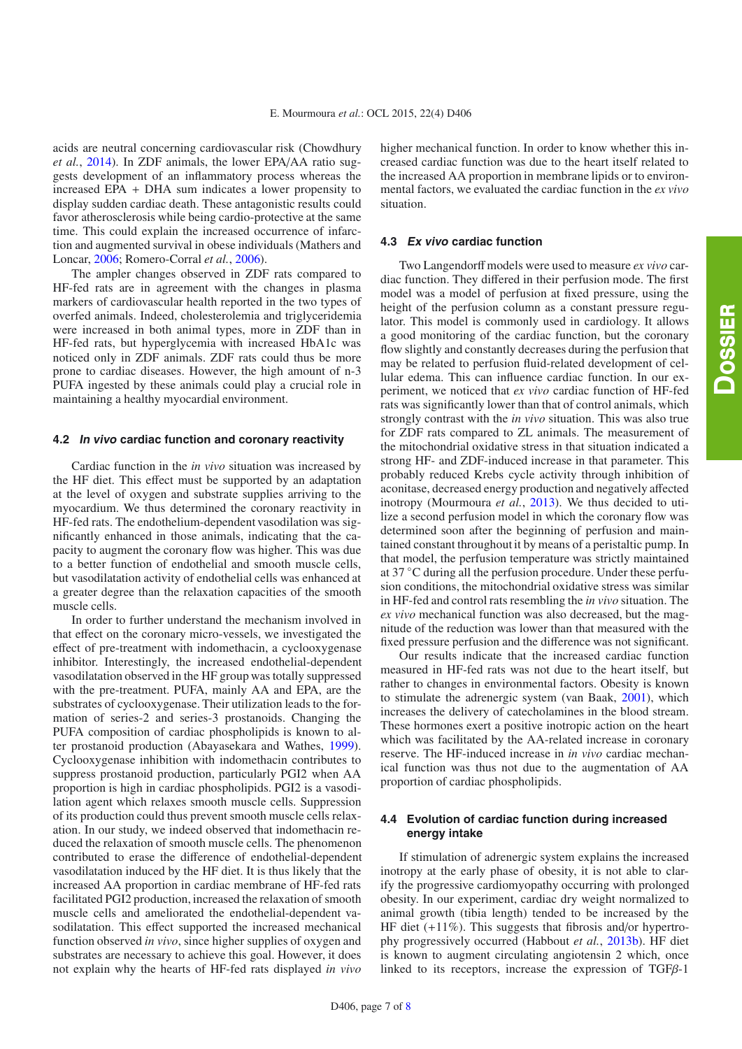acids are neutral concerning cardiovascular risk (Chowdhury *et al.*, 2014). In ZDF animals, the lower EPA/AA ratio suggests development of an inflammatory process whereas the increased EPA + DHA sum indicates a lower propensity to display sudden cardiac death. These antagonistic results could favor atherosclerosis while being cardio-protective at the same time. This could explain the increased occurrence of infarction and augmented survival in obese individuals (Mathers and Loncar, 2006; Romero-Corral *et al.*, 2006).

The ampler changes observed in ZDF rats compared to HF-fed rats are in agreement with the changes in plasma markers of cardiovascular health reported in the two types of overfed animals. Indeed, cholesterolemia and triglyceridemia were increased in both animal types, more in ZDF than in HF-fed rats, but hyperglycemia with increased HbA1c was noticed only in ZDF animals. ZDF rats could thus be more prone to cardiac diseases. However, the high amount of n-3 PUFA ingested by these animals could play a crucial role in maintaining a healthy myocardial environment.

### 4.2 *In vivo* cardiac function and coronary reactivity

Cardiac function in the *in vivo* situation was increased by the HF diet. This effect must be supported by an adaptation at the level of oxygen and substrate supplies arriving to the myocardium. We thus determined the coronary reactivity in HF-fed rats. The endothelium-dependent vasodilation was significantly enhanced in those animals, indicating that the capacity to augment the coronary flow was higher. This was due to a better function of endothelial and smooth muscle cells, but vasodilatation activity of endothelial cells was enhanced at a greater degree than the relaxation capacities of the smooth muscle cells.

In order to further understand the mechanism involved in that effect on the coronary micro-vessels, we investigated the effect of pre-treatment with indomethacin, a cyclooxygenase inhibitor. Interestingly, the increased endothelial-dependent vasodilatation observed in the HF group was totally suppressed with the pre-treatment. PUFA, mainly AA and EPA, are the substrates of cyclooxygenase. Their utilization leads to the formation of series-2 and series-3 prostanoids. Changing the PUFA composition of cardiac phospholipids is known to alter prostanoid production (Abayasekara and Wathes, 1999). Cyclooxygenase inhibition with indomethacin contributes to suppress prostanoid production, particularly PGI2 when AA proportion is high in cardiac phospholipids. PGI2 is a vasodilation agent which relaxes smooth muscle cells. Suppression of its production could thus prevent smooth muscle cells relaxation. In our study, we indeed observed that indomethacin reduced the relaxation of smooth muscle cells. The phenomenon contributed to erase the difference of endothelial-dependent vasodilatation induced by the HF diet. It is thus likely that the increased AA proportion in cardiac membrane of HF-fed rats facilitated PGI2 production, increased the relaxation of smooth muscle cells and ameliorated the endothelial-dependent vasodilatation. This effect supported the increased mechanical function observed *in vivo*, since higher supplies of oxygen and substrates are necessary to achieve this goal. However, it does not explain why the hearts of HF-fed rats displayed *in vivo* higher mechanical function. In order to know whether this increased cardiac function was due to the heart itself related to the increased AA proportion in membrane lipids or to environmental factors, we evaluated the cardiac function in the *ex vivo* situation.

### 4.3 *Ex vivo* cardiac function

Two Langendorff models were used to measure *ex vivo* cardiac function. They differed in their perfusion mode. The first model was a model of perfusion at fixed pressure, using the height of the perfusion column as a constant pressure regulator. This model is commonly used in cardiology. It allows a good monitoring of the cardiac function, but the coronary flow slightly and constantly decreases during the perfusion that may be related to perfusion fluid-related development of cellular edema. This can influence cardiac function. In our experiment, we noticed that *ex vivo* cardiac function of HF-fed rats was significantly lower than that of control animals, which strongly contrast with the *in vivo* situation. This was also true for ZDF rats compared to ZL animals. The measurement of the mitochondrial oxidative stress in that situation indicated a strong HF- and ZDF-induced increase in that parameter. This probably reduced Krebs cycle activity through inhibition of aconitase, decreased energy production and negatively affected inotropy (Mourmoura *et al.*, 2013). We thus decided to utilize a second perfusion model in which the coronary flow was determined soon after the beginning of perfusion and maintained constant throughout it by means of a peristaltic pump. In that model, the perfusion temperature was strictly maintained at 37 °C during all the perfusion procedure. Under these perfusion conditions, the mitochondrial oxidative stress was similar in HF-fed and control rats resembling the *in vivo* situation. The *ex vivo* mechanical function was also decreased, but the magnitude of the reduction was lower than that measured with the fixed pressure perfusion and the difference was not significant.

Our results indicate that the increased cardiac function measured in HF-fed rats was not due to the heart itself, but rather to changes in environmental factors. Obesity is known to stimulate the adrenergic system (van Baak, 2001), which increases the delivery of catecholamines in the blood stream. These hormones exert a positive inotropic action on the heart which was facilitated by the AA-related increase in coronary reserve. The HF-induced increase in *in vivo* cardiac mechanical function was thus not due to the augmentation of AA proportion of cardiac phospholipids.

### 4.4 Evolution of cardiac function during increased energy intake

If stimulation of adrenergic system explains the increased inotropy at the early phase of obesity, it is not able to clarify the progressive cardiomyopathy occurring with prolonged obesity. In our experiment, cardiac dry weight normalized to animal growth (tibia length) tended to be increased by the HF diet (+11%). This suggests that fibrosis and/or hypertrophy progressively occurred (Habbout *et al.*, 2013b). HF diet is known to augment circulating angiotensin 2 which, once linked to its receptors, increase the expression of TGF$\beta$-1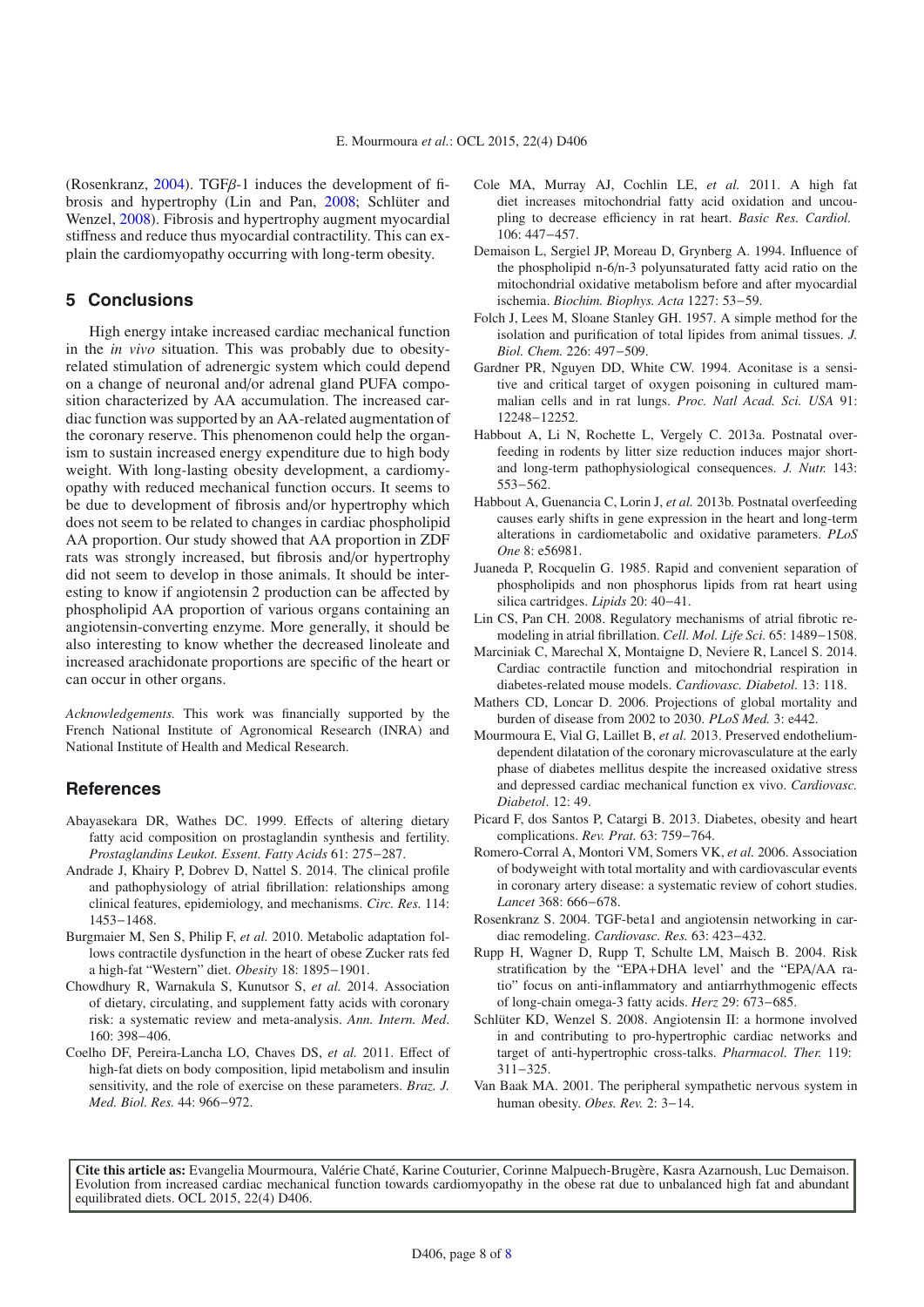(Rosenkranz, 2004). TGF$\beta$-1 induces the development of fibrosis and hypertrophy (Lin and Pan, 2008; Schlüter and Wenzel, 2008). Fibrosis and hypertrophy augment myocardial stiffness and reduce thus myocardial contractility. This can explain the cardiomyopathy occurring with long-term obesity.

## 5 Conclusions

High energy intake increased cardiac mechanical function in the *in vivo* situation. This was probably due to obesity-related stimulation of adrenergic system which could depend on a change of neuronal and/or adrenal gland PUFA composition characterized by AA accumulation. The increased cardiac function was supported by an AA-related augmentation of the coronary reserve. This phenomenon could help the organism to sustain increased energy expenditure due to high body weight. With long-lasting obesity development, a cardiomyopathy with reduced mechanical function occurs. It seems to be due to development of fibrosis and/or hypertrophy which does not seem to be related to changes in cardiac phospholipid AA proportion. Our study showed that AA proportion in ZDF rats was strongly increased, but fibrosis and/or hypertrophy did not seem to develop in those animals. It should be interesting to know if angiotensin 2 production can be affected by phospholipid AA proportion of various organs containing an angiotensin-converting enzyme. More generally, it should be also interesting to know whether the decreased linoleate and increased arachidonate proportions are specific of the heart or can occur in other organs.

*Acknowledgements.* This work was financially supported by the French National Institute of Agronomical Research (INRA) and National Institute of Health and Medical Research.

## References

Abayasekara DR, Wathes DC. 1999. Effects of altering dietary fatty acid composition on prostaglandin synthesis and fertility. *Prostaglandins Leukot. Essent. Fatty Acids* 61: 275–287.

Andrade J, Khairy P, Dobrev D, Nattel S. 2014. The clinical profile and pathophysiology of atrial fibrillation: relationships among clinical features, epidemiology, and mechanisms. *Circ. Res.* 114: 1453–1468.

Burgmaier M, Sen S, Philip F, *et al.* 2010. Metabolic adaptation follows contractile dysfunction in the heart of obese Zucker rats fed a high-fat "Western" diet. *Obesity* 18: 1895–1901.

Chowdhury R, Warnakula S, Kunutsor S, *et al.* 2014. Association of dietary, circulating, and supplement fatty acids with coronary risk: a systematic review and meta-analysis. *Ann. Intern. Med.* 160: 398–406.

Coelho DF, Pereira-Lancha LO, Chaves DS, *et al.* 2011. Effect of high-fat diets on body composition, lipid metabolism and insulin sensitivity, and the role of exercise on these parameters. *Braz. J. Med. Biol. Res.* 44: 966–972.

Cole MA, Murray AJ, Cochlin LE, *et al.* 2011. A high fat diet increases mitochondrial fatty acid oxidation and uncoupling to decrease efficiency in rat heart. *Basic Res. Cardiol.* 106: 447–457.

Demaison L, Sergiel JP, Moreau D, Grynberg A. 1994. Influence of the phospholipid n-6/n-3 polyunsaturated fatty acid ratio on the mitochondrial oxidative metabolism before and after myocardial ischemia. *Biochim. Biophys. Acta* 1227: 53–59.

Folch J, Lees M, Sloane Stanley GH. 1957. A simple method for the isolation and purification of total lipides from animal tissues. *J. Biol. Chem.* 226: 497–509.

Gardner PR, Nguyen DD, White CW. 1994. Aconitase is a sensitive and critical target of oxygen poisoning in cultured mammalian cells and in rat lungs. *Proc. Natl Acad. Sci. USA* 91: 12248–12252.

Habbout A, Li N, Rochette L, Vergely C. 2013a. Postnatal overfeeding in rodents by litter size reduction induces major short- and long-term pathophysiological consequences. *J. Nutr.* 143: 553–562.

Habbout A, Guenancia C, Lorin J, *et al.* 2013b. Postnatal overfeeding causes early shifts in gene expression in the heart and long-term alterations in cardiometabolic and oxidative parameters. *PLoS One* 8: e56981.

Juaneda P, Rocquelin G. 1985. Rapid and convenient separation of phospholipids and non phosphorus lipids from rat heart using silica cartridges. *Lipids* 20: 40–41.

Lin CS, Pan CH. 2008. Regulatory mechanisms of atrial fibrotic remodeling in atrial fibrillation. *Cell. Mol. Life Sci.* 65: 1489–1508.

Marciniak C, Marechal X, Montaigne D, Neviere R, Lancel S. 2014. Cardiac contractile function and mitochondrial respiration in diabetes-related mouse models. *Cardiovasc. Diabetol.* 13: 118.

Mathers CD, Loncar D. 2006. Projections of global mortality and burden of disease from 2002 to 2030. *PLoS Med.* 3: e442.

Mourmoura E, Vial G, Laillet B, *et al.* 2013. Preserved endothelium-dependent dilatation of the coronary microvasculature at the early phase of diabetes mellitus despite the increased oxidative stress and depressed cardiac mechanical function ex vivo. *Cardiovasc. Diabetol*. 12: 49.

Picard F, dos Santos P, Catargi B. 2013. Diabetes, obesity and heart complications. *Rev. Prat.* 63: 759–764.

Romero-Corral A, Montori VM, Somers VK, *et al.* 2006. Association of bodyweight with total mortality and with cardiovascular events in coronary artery disease: a systematic review of cohort studies. *Lancet* 368: 666–678.

Rosenkranz S. 2004. TGF-beta1 and angiotensin networking in cardiac remodeling. *Cardiovasc. Res.* 63: 423–432.

Rupp H, Wagner D, Rupp T, Schulte LM, Maisch B. 2004. Risk stratification by the "EPA+DHA level" and the "EPA/AA ratio" focus on anti-inflammatory and antiarrhythmogenic effects of long-chain omega-3 fatty acids. *Herz* 29: 673–685.

Schlüter KD, Wenzel S. 2008. Angiotensin II: a hormone involved in and contributing to pro-hypertrophic cardiac networks and target of anti-hypertrophic cross-talks. *Pharmacol. Ther.* 119: 311–325.

Van Baak MA. 2001. The peripheral sympathetic nervous system in human obesity. *Obes. Rev.* 2: 3–14.

**Cite this article as:** Evangelia Mourmoura, Valérie Chaté, Karine Couturier, Corinne Malpuech-Brugère, Kasra Azarnoush, Luc Demaison. Evolution from increased cardiac mechanical function towards cardiomyopathy in the obese rat due to unbalanced high fat and abundant equilibrated diets. OCL 2015, 22(4) D406.